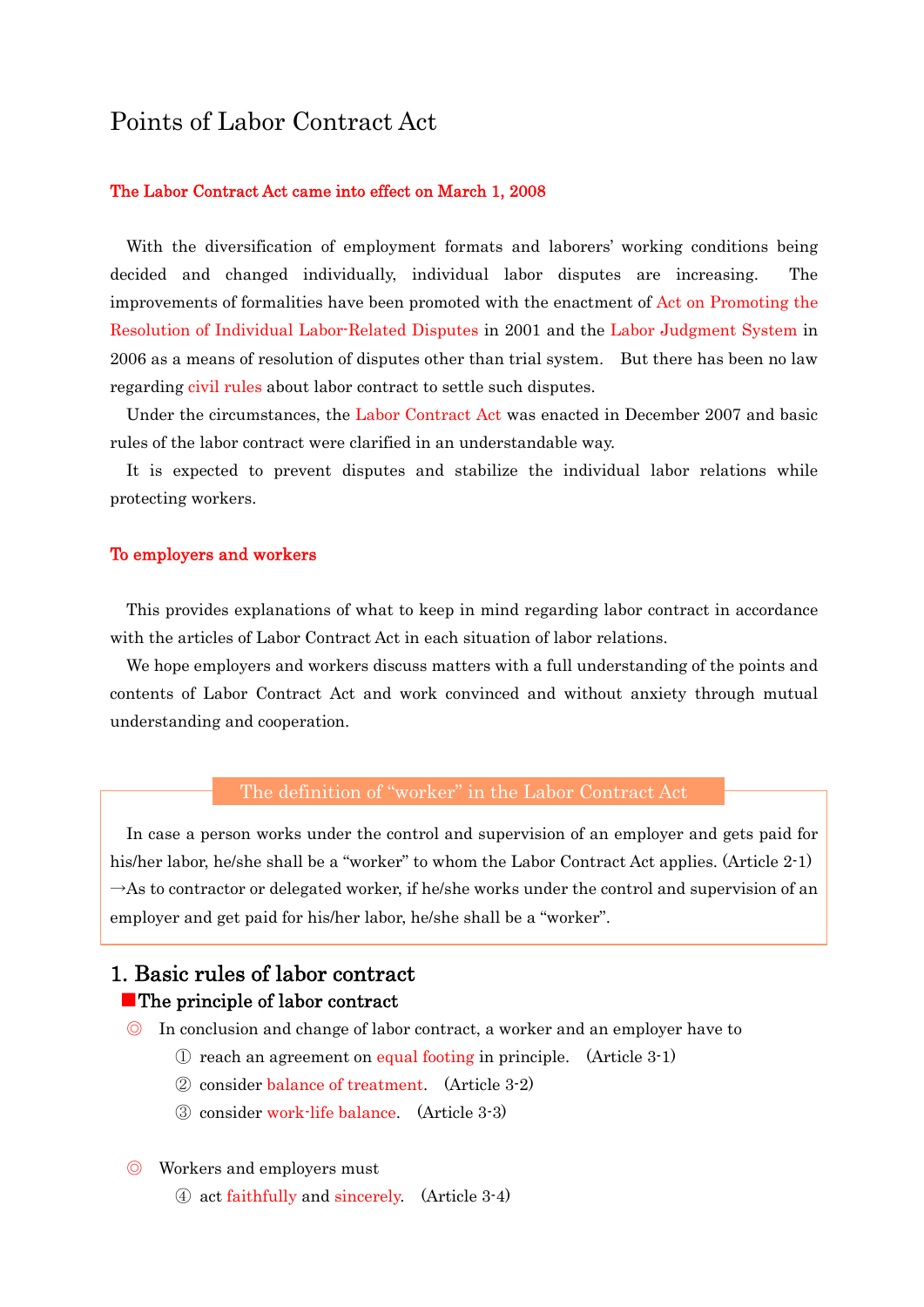# Points of Labor Contract Act

**The Labor Contract Act came into effect on March 1, 2008**

With the diversification of employment formats and laborers' working conditions being decided and changed individually, individual labor disputes are increasing. The improvements of formalities have been promoted with the enactment of Act on Promoting the Resolution of Individual Labor-Related Disputes in 2001 and the Labor Judgment System in 2006 as a means of resolution of disputes other than trial system. But there has been no law regarding civil rules about labor contract to settle such disputes.

Under the circumstances, the Labor Contract Act was enacted in December 2007 and basic rules of the labor contract were clarified in an understandable way.

It is expected to prevent disputes and stabilize the individual labor relations while protecting workers.

**To employers and workers**

This provides explanations of what to keep in mind regarding labor contract in accordance with the articles of Labor Contract Act in each situation of labor relations.

We hope employers and workers discuss matters with a full understanding of the points and contents of Labor Contract Act and work convinced and without anxiety through mutual understanding and cooperation.

**The definition of "worker" in the Labor Contract Act**

In case a person works under the control and supervision of an employer and gets paid for his/her labor, he/she shall be a "worker" to whom the Labor Contract Act applies. (Article 2-1)
→As to contractor or delegated worker, if he/she works under the control and supervision of an employer and get paid for his/her labor, he/she shall be a "worker".

## 1. Basic rules of labor contract

### ■The principle of labor contract

◎ In conclusion and change of labor contract, a worker and an employer have to

① reach an agreement on equal footing in principle. (Article 3-1)
② consider balance of treatment. (Article 3-2)
③ consider work-life balance. (Article 3-3)

◎ Workers and employers must

④ act faithfully and sincerely. (Article 3-4)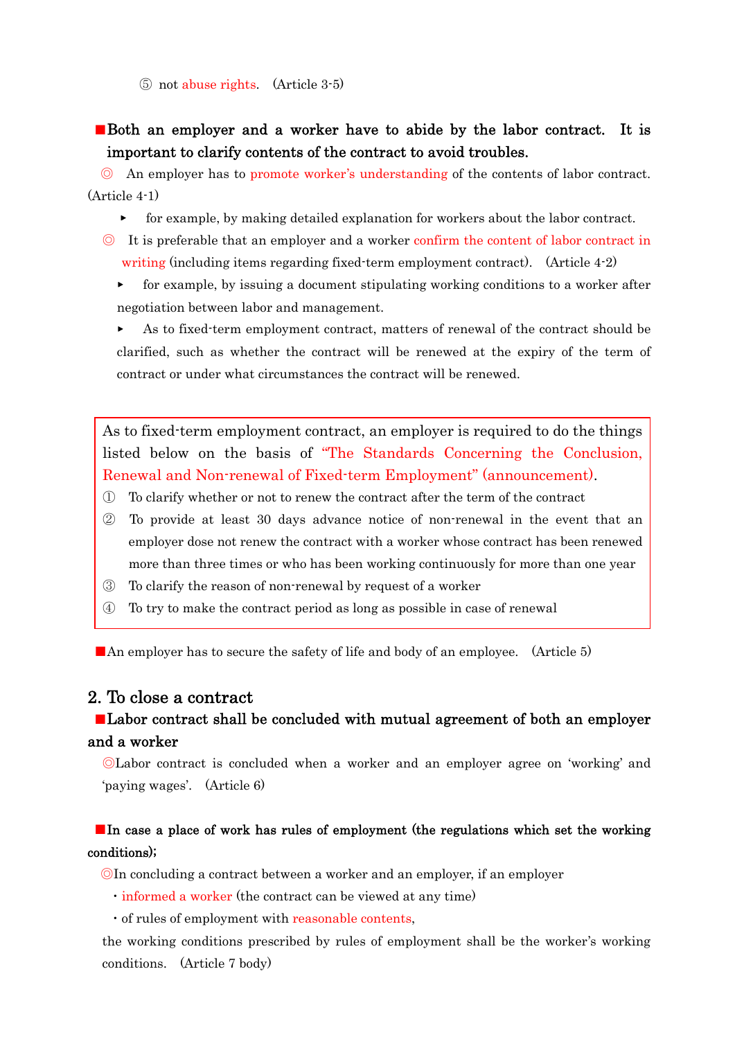⑤ not abuse rights.　(Article 3-5)

■**Both an employer and a worker have to abide by the labor contract.　It is important to clarify contents of the contract to avoid troubles.**

◎　An employer has to promote worker's understanding of the contents of labor contract. (Article 4-1)

- for example, by making detailed explanation for workers about the labor contract.

◎　It is preferable that an employer and a worker confirm the content of labor contract in writing (including items regarding fixed-term employment contract).　(Article 4-2)

- for example, by issuing a document stipulating working conditions to a worker after negotiation between labor and management.
- As to fixed-term employment contract, matters of renewal of the contract should be clarified, such as whether the contract will be renewed at the expiry of the term of contract or under what circumstances the contract will be renewed.

> As to fixed-term employment contract, an employer is required to do the things listed below on the basis of "The Standards Concerning the Conclusion, Renewal and Non-renewal of Fixed-term Employment" (announcement).
>
> ①　To clarify whether or not to renew the contract after the term of the contract
>
> ②　To provide at least 30 days advance notice of non-renewal in the event that an employer dose not renew the contract with a worker whose contract has been renewed more than three times or who has been working continuously for more than one year
>
> ③　To clarify the reason of non-renewal by request of a worker
>
> ④　To try to make the contract period as long as possible in case of renewal

■An employer has to secure the safety of life and body of an employee.　(Article 5)

## 2. To close a contract

■**Labor contract shall be concluded with mutual agreement of both an employer and a worker**

◎Labor contract is concluded when a worker and an employer agree on 'working' and 'paying wages'.　(Article 6)

■**In case a place of work has rules of employment (the regulations which set the working conditions);**

◎In concluding a contract between a worker and an employer, if an employer

・informed a worker (the contract can be viewed at any time)

・of rules of employment with reasonable contents,

the working conditions prescribed by rules of employment shall be the worker's working conditions.　(Article 7 body)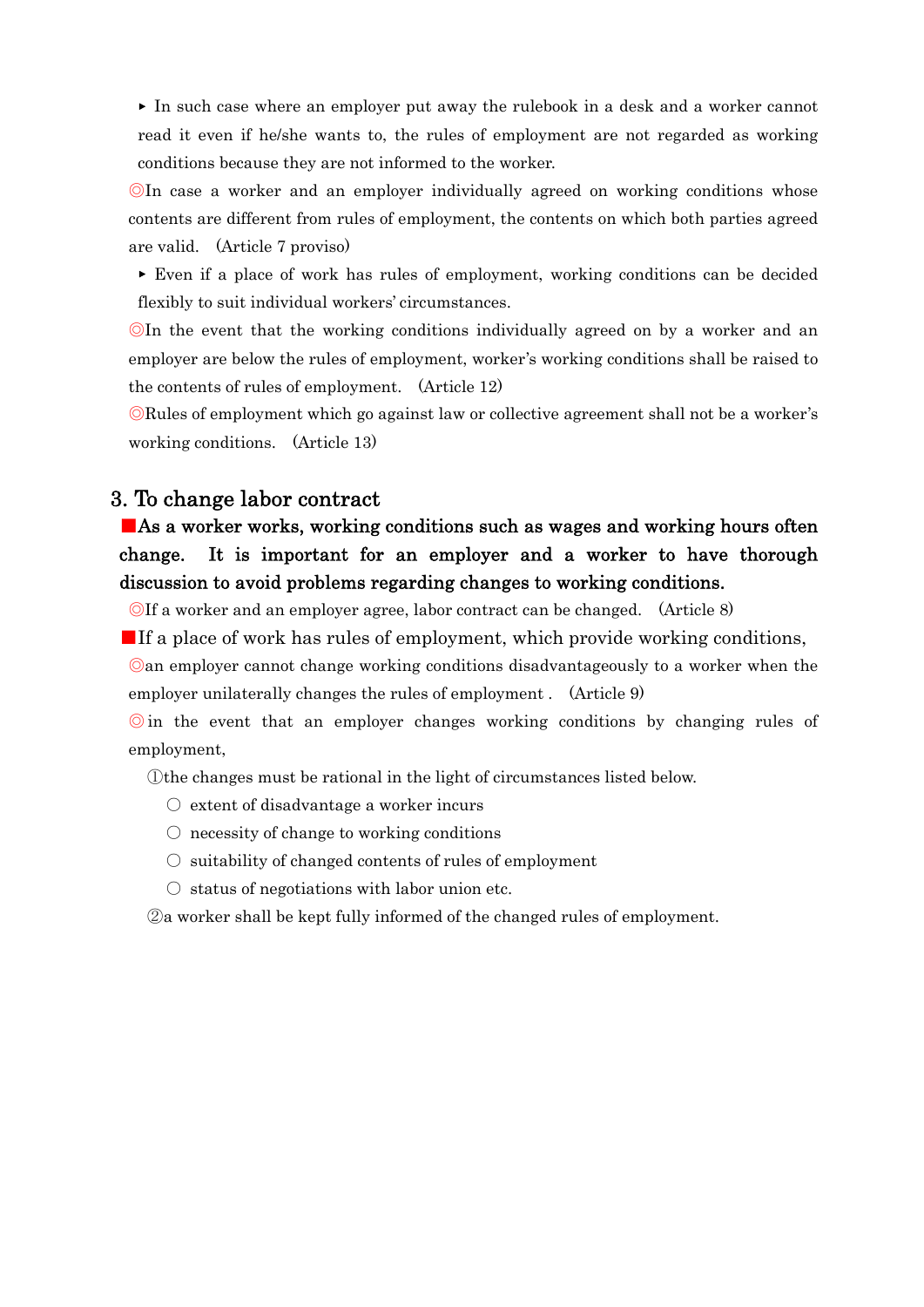▸ In such case where an employer put away the rulebook in a desk and a worker cannot read it even if he/she wants to, the rules of employment are not regarded as working conditions because they are not informed to the worker.

◎In case a worker and an employer individually agreed on working conditions whose contents are different from rules of employment, the contents on which both parties agreed are valid.　(Article 7 proviso)

▸ Even if a place of work has rules of employment, working conditions can be decided flexibly to suit individual workers' circumstances.

◎In the event that the working conditions individually agreed on by a worker and an employer are below the rules of employment, worker's working conditions shall be raised to the contents of rules of employment.　(Article 12)

◎Rules of employment which go against law or collective agreement shall not be a worker's working conditions.　(Article 13)

## 3. To change labor contract

**■As a worker works, working conditions such as wages and working hours often change.　It is important for an employer and a worker to have thorough discussion to avoid problems regarding changes to working conditions.**

◎If a worker and an employer agree, labor contract can be changed.　(Article 8)

■If a place of work has rules of employment, which provide working conditions,

◎an employer cannot change working conditions disadvantageously to a worker when the employer unilaterally changes the rules of employment .　(Article 9)

◎in the event that an employer changes working conditions by changing rules of employment,

①the changes must be rational in the light of circumstances listed below.

- ○ extent of disadvantage a worker incurs
- ○ necessity of change to working conditions
- ○ suitability of changed contents of rules of employment
- ○ status of negotiations with labor union etc.

②a worker shall be kept fully informed of the changed rules of employment.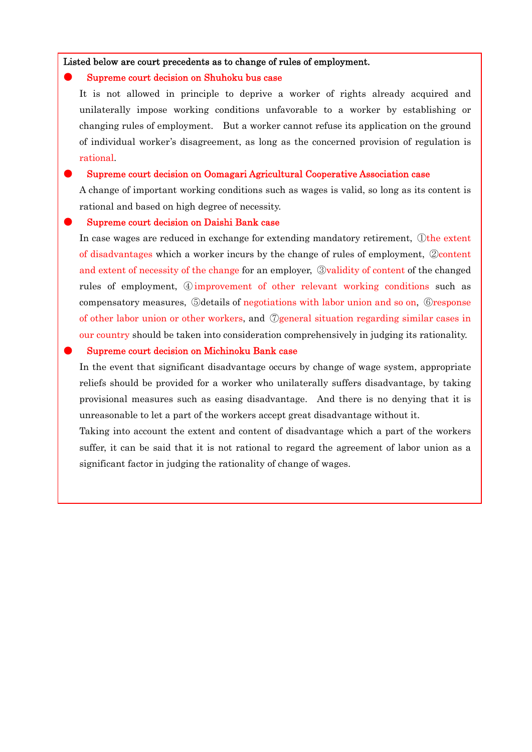**Listed below are court precedents as to change of rules of employment.**

- **Supreme court decision on Shuhoku bus case**

  It is not allowed in principle to deprive a worker of rights already acquired and unilaterally impose working conditions unfavorable to a worker by establishing or changing rules of employment. But a worker cannot refuse its application on the ground of individual worker's disagreement, as long as the concerned provision of regulation is rational.

- **Supreme court decision on Oomagari Agricultural Cooperative Association case**

  A change of important working conditions such as wages is valid, so long as its content is rational and based on high degree of necessity.

- **Supreme court decision on Daishi Bank case**

  In case wages are reduced in exchange for extending mandatory retirement, ①the extent of disadvantages which a worker incurs by the change of rules of employment, ②content and extent of necessity of the change for an employer, ③validity of content of the changed rules of employment, ④improvement of other relevant working conditions such as compensatory measures, ⑤details of negotiations with labor union and so on, ⑥response of other labor union or other workers, and ⑦general situation regarding similar cases in our country should be taken into consideration comprehensively in judging its rationality.

- **Supreme court decision on Michinoku Bank case**

  In the event that significant disadvantage occurs by change of wage system, appropriate reliefs should be provided for a worker who unilaterally suffers disadvantage, by taking provisional measures such as easing disadvantage. And there is no denying that it is unreasonable to let a part of the workers accept great disadvantage without it.

  Taking into account the extent and content of disadvantage which a part of the workers suffer, it can be said that it is not rational to regard the agreement of labor union as a significant factor in judging the rationality of change of wages.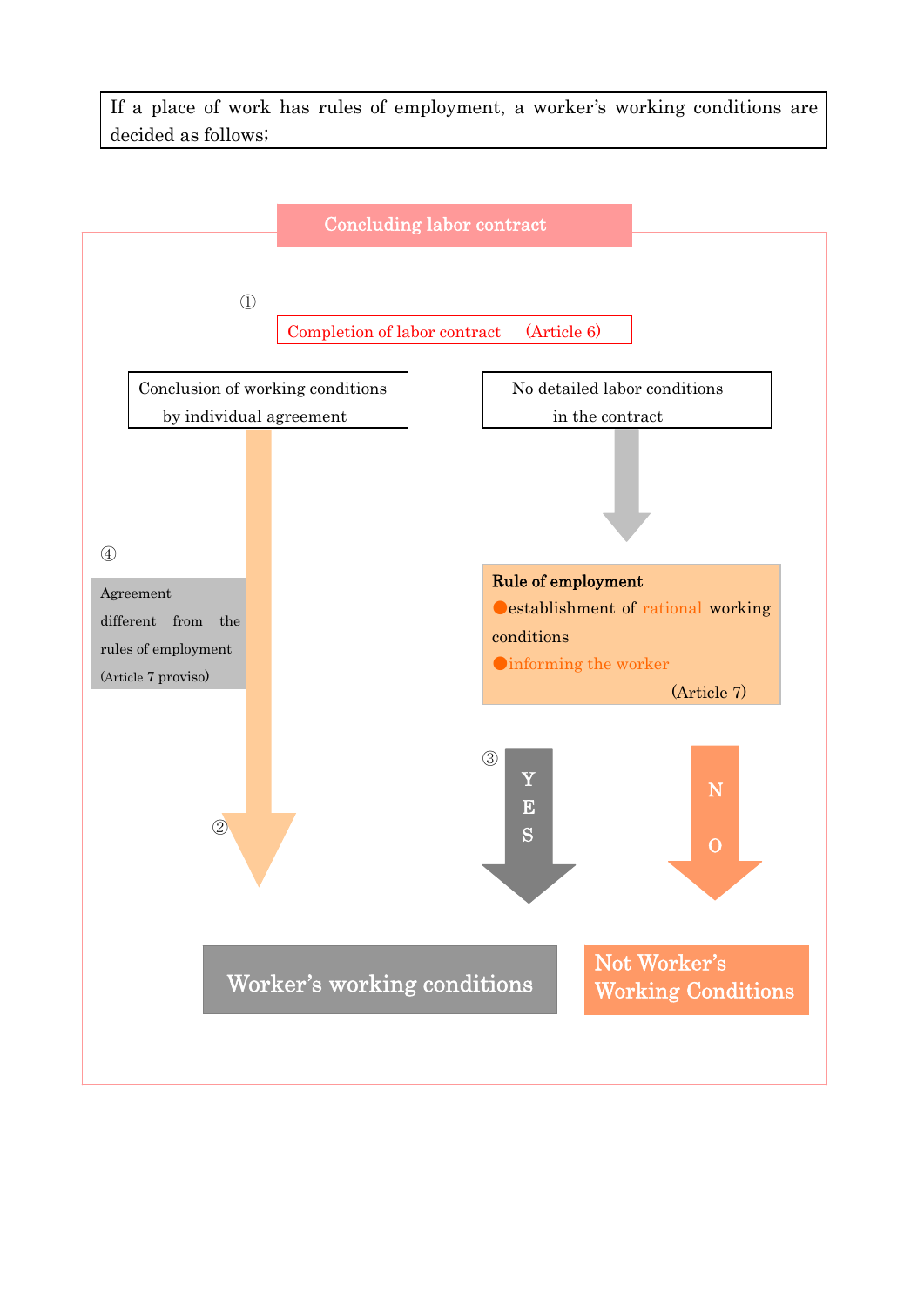If a place of work has rules of employment, a worker's working conditions are decided as follows;

**Concluding labor contract**

①

Completion of labor contract (Article 6)

Conclusion of working conditions by individual agreement

No detailed labor conditions in the contract

④

Agreement different from the rules of employment (Article 7 proviso)

**Rule of employment**

- establishment of rational working conditions
- informing the worker

(Article 7)

③ YES

NO

②

Worker's working conditions

Not Worker's Working Conditions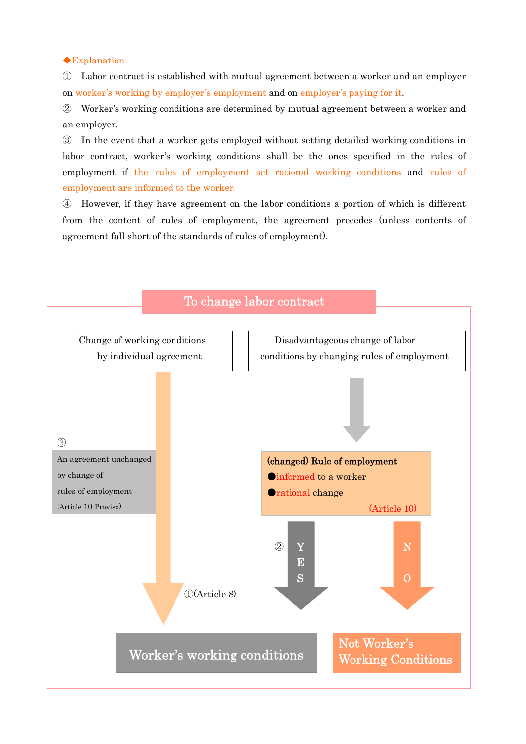◆Explanation

① Labor contract is established with mutual agreement between a worker and an employer on worker's working by employer's employment and on employer's paying for it.

② Worker's working conditions are determined by mutual agreement between a worker and an employer.

③ In the event that a worker gets employed without setting detailed working conditions in labor contract, worker's working conditions shall be the ones specified in the rules of employment if the rules of employment set rational working conditions and rules of employment are informed to the worker.

④ However, if they have agreement on the labor conditions a portion of which is different from the content of rules of employment, the agreement precedes (unless contents of agreement fall short of the standards of rules of employment).

## To change labor contract

Change of working conditions by individual agreement

Disadvantageous change of labor conditions by changing rules of employment

③ An agreement unchanged by change of rules of employment (Article 10 Proviso)

(changed) Rule of employment
- ●informed to a worker
- ●rational change

(Article 10)

② YES

NO

①(Article 8)

Worker's working conditions

Not Worker's Working Conditions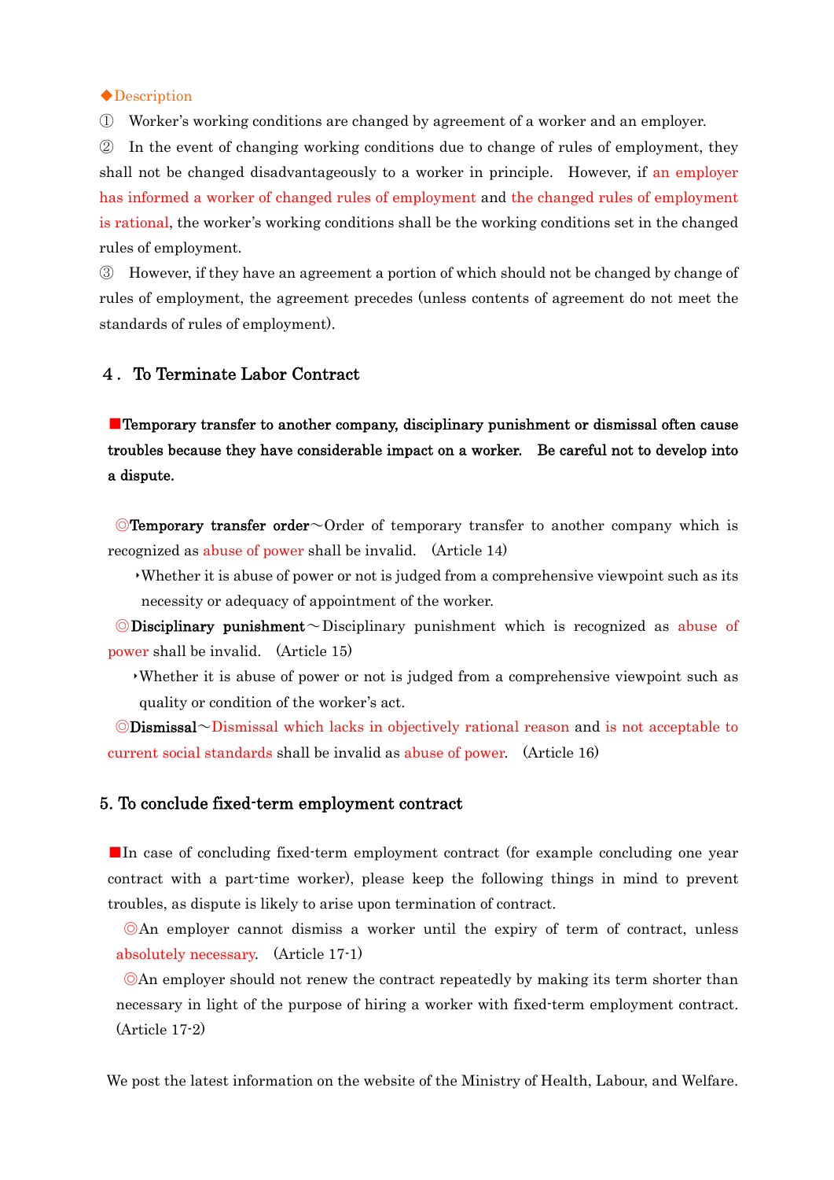◆Description

① Worker's working conditions are changed by agreement of a worker and an employer.

② In the event of changing working conditions due to change of rules of employment, they shall not be changed disadvantageously to a worker in principle. However, if an employer has informed a worker of changed rules of employment and the changed rules of employment is rational, the worker's working conditions shall be the working conditions set in the changed rules of employment.

③ However, if they have an agreement a portion of which should not be changed by change of rules of employment, the agreement precedes (unless contents of agreement do not meet the standards of rules of employment).

## ４． To Terminate Labor Contract

■**Temporary transfer to another company, disciplinary punishment or dismissal often cause troubles because they have considerable impact on a worker. Be careful not to develop into a dispute.**

◎**Temporary transfer order**～Order of temporary transfer to another company which is recognized as abuse of power shall be invalid. (Article 14)

- Whether it is abuse of power or not is judged from a comprehensive viewpoint such as its necessity or adequacy of appointment of the worker.

◎**Disciplinary punishment**～Disciplinary punishment which is recognized as abuse of power shall be invalid. (Article 15)

- Whether it is abuse of power or not is judged from a comprehensive viewpoint such as quality or condition of the worker's act.

◎**Dismissal**～Dismissal which lacks in objectively rational reason and is not acceptable to current social standards shall be invalid as abuse of power. (Article 16)

## 5. To conclude fixed-term employment contract

■In case of concluding fixed-term employment contract (for example concluding one year contract with a part-time worker), please keep the following things in mind to prevent troubles, as dispute is likely to arise upon termination of contract.

◎An employer cannot dismiss a worker until the expiry of term of contract, unless absolutely necessary. (Article 17-1)

◎An employer should not renew the contract repeatedly by making its term shorter than necessary in light of the purpose of hiring a worker with fixed-term employment contract. (Article 17-2)

We post the latest information on the website of the Ministry of Health, Labour, and Welfare.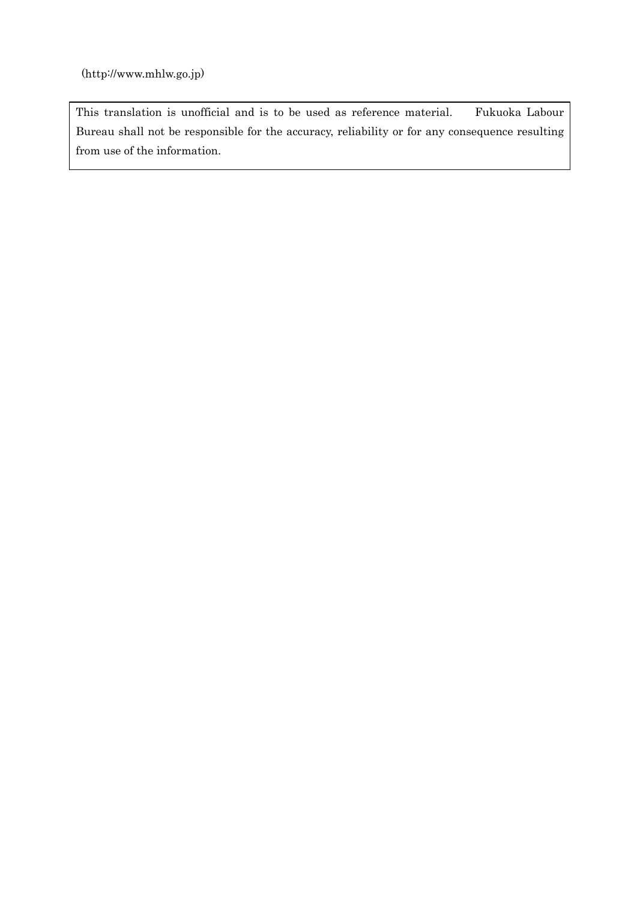(http://www.mhlw.go.jp)

This translation is unofficial and is to be used as reference material. Fukuoka Labour Bureau shall not be responsible for the accuracy, reliability or for any consequence resulting from use of the information.